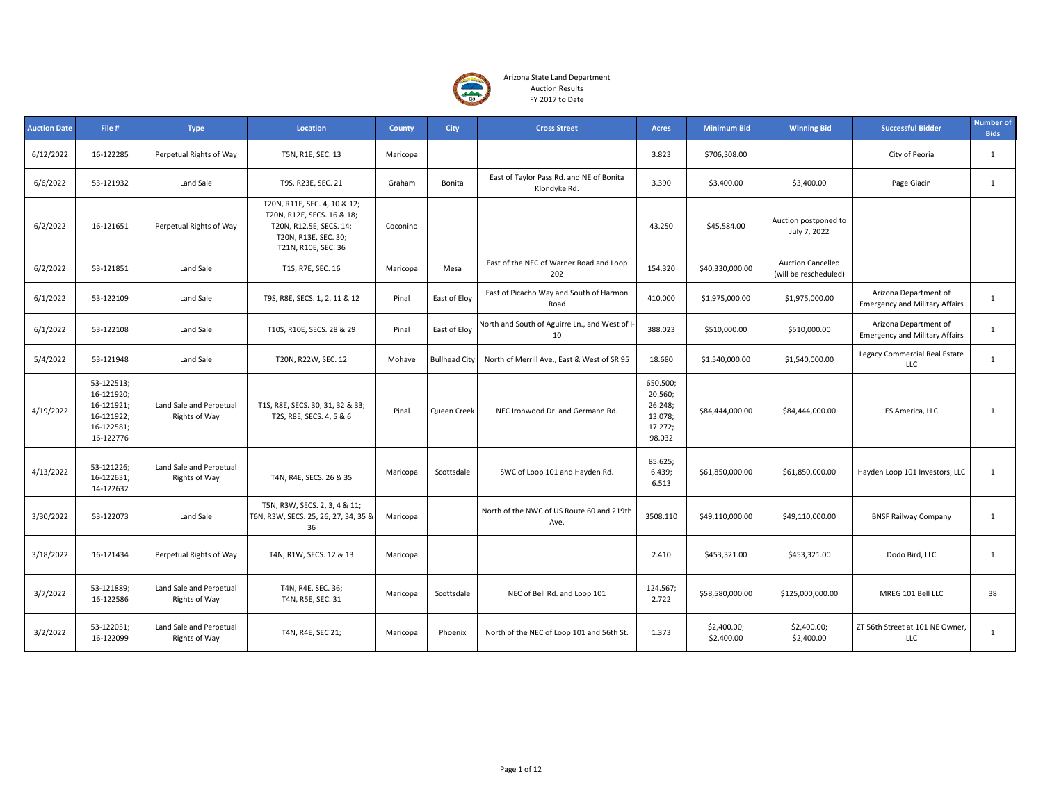Arizona State Land Department
Auction Results
FY 2017 to Date

| Auction Date | File # | Type | Location | County | City | Cross Street | Acres | Minimum Bid | Winning Bid | Successful Bidder | Number of Bids |
|---|---|---|---|---|---|---|---|---|---|---|---|
| 6/12/2022 | 16-122285 | Perpetual Rights of Way | T5N, R1E, SEC. 13 | Maricopa | | | 3.823 | $706,308.00 | | City of Peoria | 1 |
| 6/6/2022 | 53-121932 | Land Sale | T9S, R23E, SEC. 21 | Graham | Bonita | East of Taylor Pass Rd. and NE of Bonita Klondyke Rd. | 3.390 | $3,400.00 | $3,400.00 | Page Giacin | 1 |
| 6/2/2022 | 16-121651 | Perpetual Rights of Way | T20N, R11E, SEC. 4, 10 & 12; T20N, R12E, SECS. 16 & 18; T20N, R12.5E, SECS. 14; T20N, R13E, SEC. 30; T21N, R10E, SEC. 36 | Coconino | | | 43.250 | $45,584.00 | Auction postponed to July 7, 2022 | | |
| 6/2/2022 | 53-121851 | Land Sale | T1S, R7E, SEC. 16 | Maricopa | Mesa | East of the NEC of Warner Road and Loop 202 | 154.320 | $40,330,000.00 | Auction Cancelled (will be rescheduled) | | |
| 6/1/2022 | 53-122109 | Land Sale | T9S, R8E, SECS. 1, 2, 11 & 12 | Pinal | East of Eloy | East of Picacho Way and South of Harmon Road | 410.000 | $1,975,000.00 | $1,975,000.00 | Arizona Department of Emergency and Military Affairs | 1 |
| 6/1/2022 | 53-122108 | Land Sale | T10S, R10E, SECS. 28 & 29 | Pinal | East of Eloy | North and South of Aguirre Ln., and West of I-10 | 388.023 | $510,000.00 | $510,000.00 | Arizona Department of Emergency and Military Affairs | 1 |
| 5/4/2022 | 53-121948 | Land Sale | T20N, R22W, SEC. 12 | Mohave | Bullhead City | North of Merrill Ave., East & West of SR 95 | 18.680 | $1,540,000.00 | $1,540,000.00 | Legacy Commercial Real Estate LLC | 1 |
| 4/19/2022 | 53-122513; 16-121920; 16-121921; 16-121922; 16-122581; 16-122776 | Land Sale and Perpetual Rights of Way | T1S, R8E, SECS. 30, 31, 32 & 33; T2S, R8E, SECS. 4, 5 & 6 | Pinal | Queen Creek | NEC Ironwood Dr. and Germann Rd. | 650.500; 20.560; 26.248; 13.078; 17.272; 98.032 | $84,444,000.00 | $84,444,000.00 | ES America, LLC | 1 |
| 4/13/2022 | 53-121226; 16-122631; 14-122632 | Land Sale and Perpetual Rights of Way | T4N, R4E, SECS. 26 & 35 | Maricopa | Scottsdale | SWC of Loop 101 and Hayden Rd. | 85.625; 6.439; 6.513 | $61,850,000.00 | $61,850,000.00 | Hayden Loop 101 Investors, LLC | 1 |
| 3/30/2022 | 53-122073 | Land Sale | T5N, R3W, SECS. 2, 3, 4 & 11; T6N, R3W, SECS. 25, 26, 27, 34, 35 & 36 | Maricopa | | North of the NWC of US Route 60 and 219th Ave. | 3508.110 | $49,110,000.00 | $49,110,000.00 | BNSF Railway Company | 1 |
| 3/18/2022 | 16-121434 | Perpetual Rights of Way | T4N, R1W, SECS. 12 & 13 | Maricopa | | | 2.410 | $453,321.00 | $453,321.00 | Dodo Bird, LLC | 1 |
| 3/7/2022 | 53-121889; 16-122586 | Land Sale and Perpetual Rights of Way | T4N, R4E, SEC. 36; T4N, R5E, SEC. 31 | Maricopa | Scottsdale | NEC of Bell Rd. and Loop 101 | 124.567; 2.722 | $58,580,000.00 | $125,000,000.00 | MREG 101 Bell LLC | 38 |
| 3/2/2022 | 53-122051; 16-122099 | Land Sale and Perpetual Rights of Way | T4N, R4E, SEC 21; | Maricopa | Phoenix | North of the NEC of Loop 101 and 56th St. | 1.373 | $2,400.00; $2,400.00 | $2,400.00; $2,400.00 | ZT 56th Street at 101 NE Owner, LLC | 1 |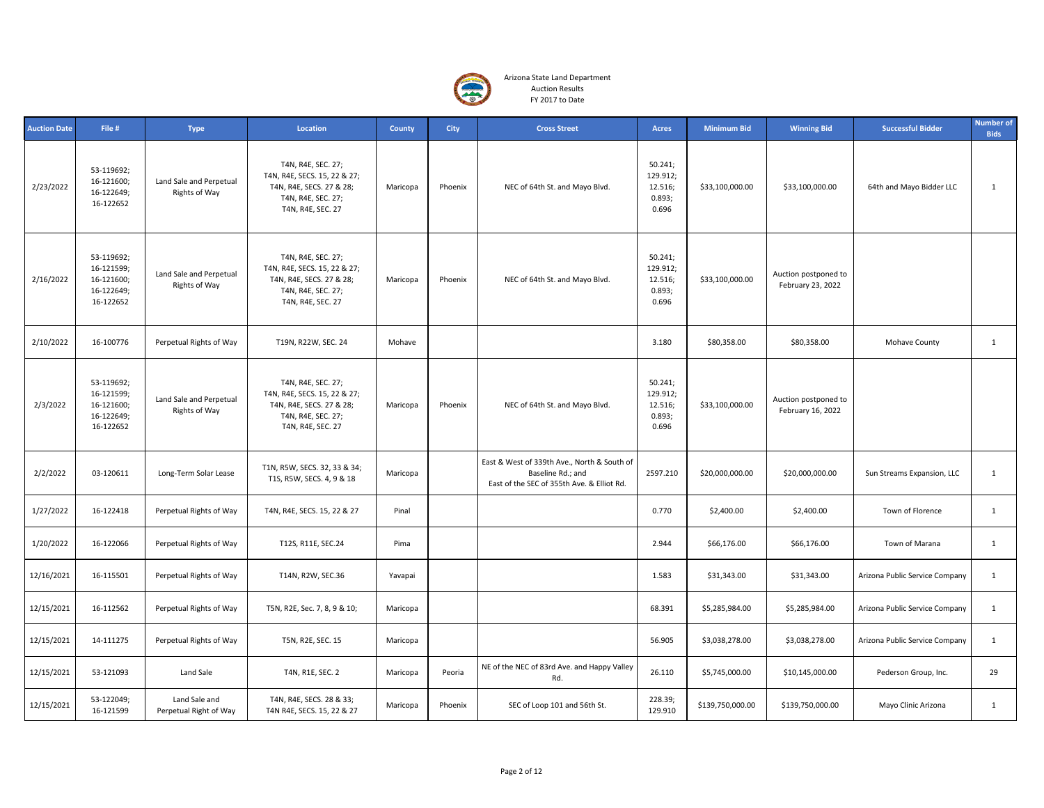Arizona State Land Department
Auction Results
FY 2017 to Date

| Auction Date | File # | Type | Location | County | City | Cross Street | Acres | Minimum Bid | Winning Bid | Successful Bidder | Number of Bids |
|---|---|---|---|---|---|---|---|---|---|---|---|
| 2/23/2022 | 53-119692; 16-121600; 16-122649; 16-122652 | Land Sale and Perpetual Rights of Way | T4N, R4E, SEC. 27; T4N, R4E, SECS. 15, 22 & 27; T4N, R4E, SECS. 27 & 28; T4N, R4E, SEC. 27; T4N, R4E, SEC. 27 | Maricopa | Phoenix | NEC of 64th St. and Mayo Blvd. | 50.241; 129.912; 12.516; 0.893; 0.696 | $33,100,000.00 | $33,100,000.00 | 64th and Mayo Bidder LLC | 1 |
| 2/16/2022 | 53-119692; 16-121599; 16-121600; 16-122649; 16-122652 | Land Sale and Perpetual Rights of Way | T4N, R4E, SEC. 27; T4N, R4E, SECS. 15, 22 & 27; T4N, R4E, SECS. 27 & 28; T4N, R4E, SEC. 27; T4N, R4E, SEC. 27 | Maricopa | Phoenix | NEC of 64th St. and Mayo Blvd. | 50.241; 129.912; 12.516; 0.893; 0.696 | $33,100,000.00 | Auction postponed to February 23, 2022 | | |
| 2/10/2022 | 16-100776 | Perpetual Rights of Way | T19N, R22W, SEC. 24 | Mohave | | | 3.180 | $80,358.00 | $80,358.00 | Mohave County | 1 |
| 2/3/2022 | 53-119692; 16-121599; 16-121600; 16-122649; 16-122652 | Land Sale and Perpetual Rights of Way | T4N, R4E, SEC. 27; T4N, R4E, SECS. 15, 22 & 27; T4N, R4E, SECS. 27 & 28; T4N, R4E, SEC. 27; T4N, R4E, SEC. 27 | Maricopa | Phoenix | NEC of 64th St. and Mayo Blvd. | 50.241; 129.912; 12.516; 0.893; 0.696 | $33,100,000.00 | Auction postponed to February 16, 2022 | | |
| 2/2/2022 | 03-120611 | Long-Term Solar Lease | T1N, R5W, SECS. 32, 33 & 34; T1S, R5W, SECS. 4, 9 & 18 | Maricopa | | East & West of 339th Ave., North & South of Baseline Rd.; and East of the SEC of 355th Ave. & Elliot Rd. | 2597.210 | $20,000,000.00 | $20,000,000.00 | Sun Streams Expansion, LLC | 1 |
| 1/27/2022 | 16-122418 | Perpetual Rights of Way | T4N, R4E, SECS. 15, 22 & 27 | Pinal | | | 0.770 | $2,400.00 | $2,400.00 | Town of Florence | 1 |
| 1/20/2022 | 16-122066 | Perpetual Rights of Way | T12S, R11E, SEC.24 | Pima | | | 2.944 | $66,176.00 | $66,176.00 | Town of Marana | 1 |
| 12/16/2021 | 16-115501 | Perpetual Rights of Way | T14N, R2W, SEC.36 | Yavapai | | | 1.583 | $31,343.00 | $31,343.00 | Arizona Public Service Company | 1 |
| 12/15/2021 | 16-112562 | Perpetual Rights of Way | T5N, R2E, Sec. 7, 8, 9 & 10; | Maricopa | | | 68.391 | $5,285,984.00 | $5,285,984.00 | Arizona Public Service Company | 1 |
| 12/15/2021 | 14-111275 | Perpetual Rights of Way | T5N, R2E, SEC. 15 | Maricopa | | | 56.905 | $3,038,278.00 | $3,038,278.00 | Arizona Public Service Company | 1 |
| 12/15/2021 | 53-121093 | Land Sale | T4N, R1E, SEC. 2 | Maricopa | Peoria | NE of the NEC of 83rd Ave. and Happy Valley Rd. | 26.110 | $5,745,000.00 | $10,145,000.00 | Pederson Group, Inc. | 29 |
| 12/15/2021 | 53-122049; 16-121599 | Land Sale and Perpetual Right of Way | T4N, R4E, SECS. 28 & 33; T4N R4E, SECS. 15, 22 & 27 | Maricopa | Phoenix | SEC of Loop 101 and 56th St. | 228.39; 129.910 | $139,750,000.00 | $139,750,000.00 | Mayo Clinic Arizona | 1 |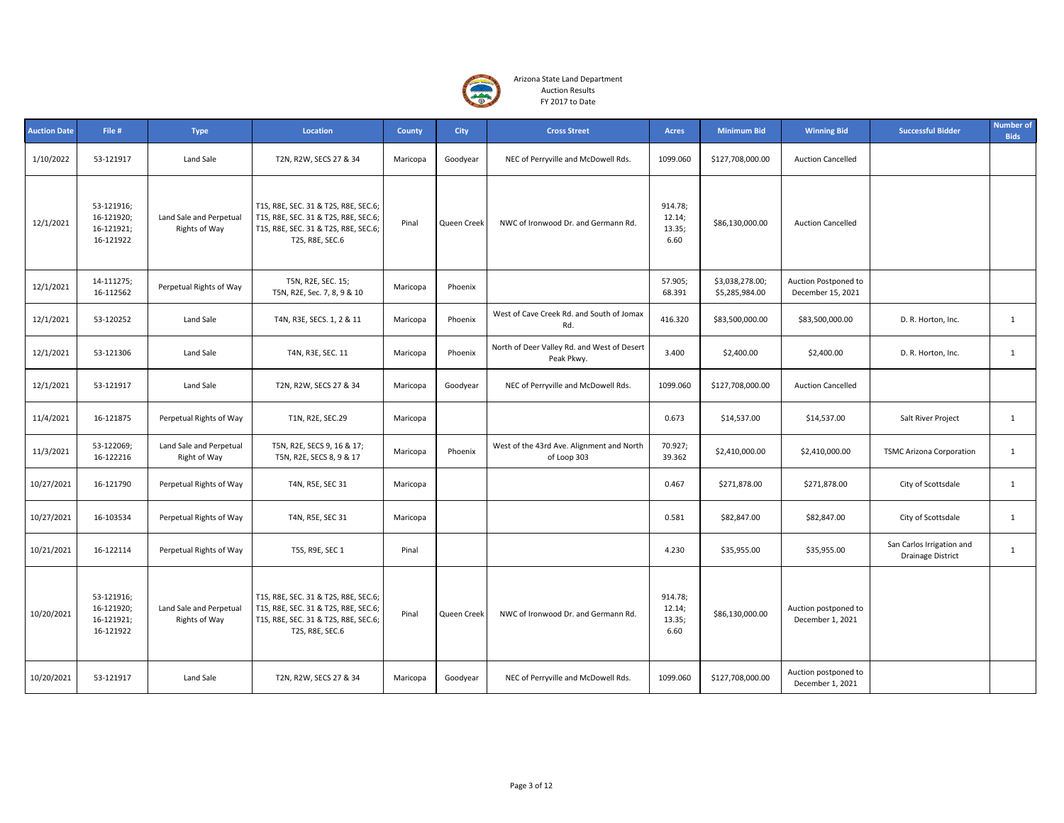Arizona State Land Department
Auction Results
FY 2017 to Date

| Auction Date | File # | Type | Location | County | City | Cross Street | Acres | Minimum Bid | Winning Bid | Successful Bidder | Number of Bids |
|---|---|---|---|---|---|---|---|---|---|---|---|
| 1/10/2022 | 53-121917 | Land Sale | T2N, R2W, SECS 27 & 34 | Maricopa | Goodyear | NEC of Perryville and McDowell Rds. | 1099.060 | $127,708,000.00 | Auction Cancelled | | |
| 12/1/2021 | 53-121916; 16-121920; 16-121921; 16-121922 | Land Sale and Perpetual Rights of Way | T1S, R8E, SEC. 31 & T2S, R8E, SEC.6; T1S, R8E, SEC. 31 & T2S, R8E, SEC.6; T1S, R8E, SEC. 31 & T2S, R8E, SEC.6; T2S, R8E, SEC.6 | Pinal | Queen Creek | NWC of Ironwood Dr. and Germann Rd. | 914.78; 12.14; 13.35; 6.60 | $86,130,000.00 | Auction Cancelled | | |
| 12/1/2021 | 14-111275; 16-112562 | Perpetual Rights of Way | T5N, R2E, SEC. 15; T5N, R2E, Sec. 7, 8, 9 & 10 | Maricopa | Phoenix | | 57.905; 68.391 | $3,038,278.00; $5,285,984.00 | Auction Postponed to December 15, 2021 | | |
| 12/1/2021 | 53-120252 | Land Sale | T4N, R3E, SECS. 1, 2 & 11 | Maricopa | Phoenix | West of Cave Creek Rd. and South of Jomax Rd. | 416.320 | $83,500,000.00 | $83,500,000.00 | D. R. Horton, Inc. | 1 |
| 12/1/2021 | 53-121306 | Land Sale | T4N, R3E, SEC. 11 | Maricopa | Phoenix | North of Deer Valley Rd. and West of Desert Peak Pkwy. | 3.400 | $2,400.00 | $2,400.00 | D. R. Horton, Inc. | 1 |
| 12/1/2021 | 53-121917 | Land Sale | T2N, R2W, SECS 27 & 34 | Maricopa | Goodyear | NEC of Perryville and McDowell Rds. | 1099.060 | $127,708,000.00 | Auction Cancelled | | |
| 11/4/2021 | 16-121875 | Perpetual Rights of Way | T1N, R2E, SEC.29 | Maricopa | | | 0.673 | $14,537.00 | $14,537.00 | Salt River Project | 1 |
| 11/3/2021 | 53-122069; 16-122216 | Land Sale and Perpetual Right of Way | T5N, R2E, SECS 9, 16 & 17; T5N, R2E, SECS 8, 9 & 17 | Maricopa | Phoenix | West of the 43rd Ave. Alignment and North of Loop 303 | 70.927; 39.362 | $2,410,000.00 | $2,410,000.00 | TSMC Arizona Corporation | 1 |
| 10/27/2021 | 16-121790 | Perpetual Rights of Way | T4N, R5E, SEC 31 | Maricopa | | | 0.467 | $271,878.00 | $271,878.00 | City of Scottsdale | 1 |
| 10/27/2021 | 16-103534 | Perpetual Rights of Way | T4N, R5E, SEC 31 | Maricopa | | | 0.581 | $82,847.00 | $82,847.00 | City of Scottsdale | 1 |
| 10/21/2021 | 16-122114 | Perpetual Rights of Way | T5S, R9E, SEC 1 | Pinal | | | 4.230 | $35,955.00 | $35,955.00 | San Carlos Irrigation and Drainage District | 1 |
| 10/20/2021 | 53-121916; 16-121920; 16-121921; 16-121922 | Land Sale and Perpetual Rights of Way | T1S, R8E, SEC. 31 & T2S, R8E, SEC.6; T1S, R8E, SEC. 31 & T2S, R8E, SEC.6; T1S, R8E, SEC. 31 & T2S, R8E, SEC.6; T2S, R8E, SEC.6 | Pinal | Queen Creek | NWC of Ironwood Dr. and Germann Rd. | 914.78; 12.14; 13.35; 6.60 | $86,130,000.00 | Auction postponed to December 1, 2021 | | |
| 10/20/2021 | 53-121917 | Land Sale | T2N, R2W, SECS 27 & 34 | Maricopa | Goodyear | NEC of Perryville and McDowell Rds. | 1099.060 | $127,708,000.00 | Auction postponed to December 1, 2021 | | |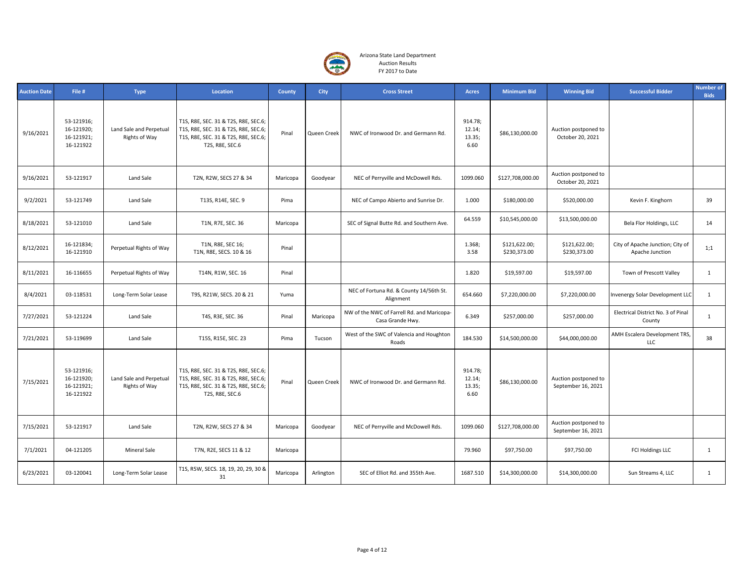Arizona State Land Department
Auction Results
FY 2017 to Date

| Auction Date | File # | Type | Location | County | City | Cross Street | Acres | Minimum Bid | Winning Bid | Successful Bidder | Number of Bids |
|---|---|---|---|---|---|---|---|---|---|---|---|
| 9/16/2021 | 53-121916; 16-121920; 16-121921; 16-121922 | Land Sale and Perpetual Rights of Way | T1S, R8E, SEC. 31 & T2S, R8E, SEC.6; T1S, R8E, SEC. 31 & T2S, R8E, SEC.6; T1S, R8E, SEC. 31 & T2S, R8E, SEC.6; T2S, R8E, SEC.6 | Pinal | Queen Creek | NWC of Ironwood Dr. and Germann Rd. | 914.78; 12.14; 13.35; 6.60 | $86,130,000.00 | Auction postponed to October 20, 2021 | | |
| 9/16/2021 | 53-121917 | Land Sale | T2N, R2W, SECS 27 & 34 | Maricopa | Goodyear | NEC of Perryville and McDowell Rds. | 1099.060 | $127,708,000.00 | Auction postponed to October 20, 2021 | | |
| 9/2/2021 | 53-121749 | Land Sale | T13S, R14E, SEC. 9 | Pima | | NEC of Campo Abierto and Sunrise Dr. | 1.000 | $180,000.00 | $520,000.00 | Kevin F. Kinghorn | 39 |
| 8/18/2021 | 53-121010 | Land Sale | T1N, R7E, SEC. 36 | Maricopa | | SEC of Signal Butte Rd. and Southern Ave. | 64.559 | $10,545,000.00 | $13,500,000.00 | Bela Flor Holdings, LLC | 14 |
| 8/12/2021 | 16-121834; 16-121910 | Perpetual Rights of Way | T1N, R8E, SEC 16; T1N, R8E, SECS. 10 & 16 | Pinal | | | 1.368; 3.58 | $121,622.00; $230,373.00 | $121,622.00; $230,373.00 | City of Apache Junction; City of Apache Junction | 1;1 |
| 8/11/2021 | 16-116655 | Perpetual Rights of Way | T14N, R1W, SEC. 16 | Pinal | | | 1.820 | $19,597.00 | $19,597.00 | Town of Prescott Valley | 1 |
| 8/4/2021 | 03-118531 | Long-Term Solar Lease | T9S, R21W, SECS. 20 & 21 | Yuma | | NEC of Fortuna Rd. & County 14/56th St. Alignment | 654.660 | $7,220,000.00 | $7,220,000.00 | Invenergy Solar Development LLC | 1 |
| 7/27/2021 | 53-121224 | Land Sale | T4S, R3E, SEC. 36 | Pinal | Maricopa | NW of the NWC of Farrell Rd. and Maricopa-Casa Grande Hwy. | 6.349 | $257,000.00 | $257,000.00 | Electrical District No. 3 of Pinal County | 1 |
| 7/21/2021 | 53-119699 | Land Sale | T15S, R15E, SEC. 23 | Pima | Tucson | West of the SWC of Valencia and Houghton Roads | 184.530 | $14,500,000.00 | $44,000,000.00 | AMH Escalera Development TRS, LLC | 38 |
| 7/15/2021 | 53-121916; 16-121920; 16-121921; 16-121922 | Land Sale and Perpetual Rights of Way | T1S, R8E, SEC. 31 & T2S, R8E, SEC.6; T1S, R8E, SEC. 31 & T2S, R8E, SEC.6; T1S, R8E, SEC. 31 & T2S, R8E, SEC.6; T2S, R8E, SEC.6 | Pinal | Queen Creek | NWC of Ironwood Dr. and Germann Rd. | 914.78; 12.14; 13.35; 6.60 | $86,130,000.00 | Auction postponed to September 16, 2021 | | |
| 7/15/2021 | 53-121917 | Land Sale | T2N, R2W, SECS 27 & 34 | Maricopa | Goodyear | NEC of Perryville and McDowell Rds. | 1099.060 | $127,708,000.00 | Auction postponed to September 16, 2021 | | |
| 7/1/2021 | 04-121205 | Mineral Sale | T7N, R2E, SECS 11 & 12 | Maricopa | | | 79.960 | $97,750.00 | $97,750.00 | FCI Holdings LLC | 1 |
| 6/23/2021 | 03-120041 | Long-Term Solar Lease | T1S, R5W, SECS. 18, 19, 20, 29, 30 & 31 | Maricopa | Arlington | SEC of Elliot Rd. and 355th Ave. | 1687.510 | $14,300,000.00 | $14,300,000.00 | Sun Streams 4, LLC | 1 |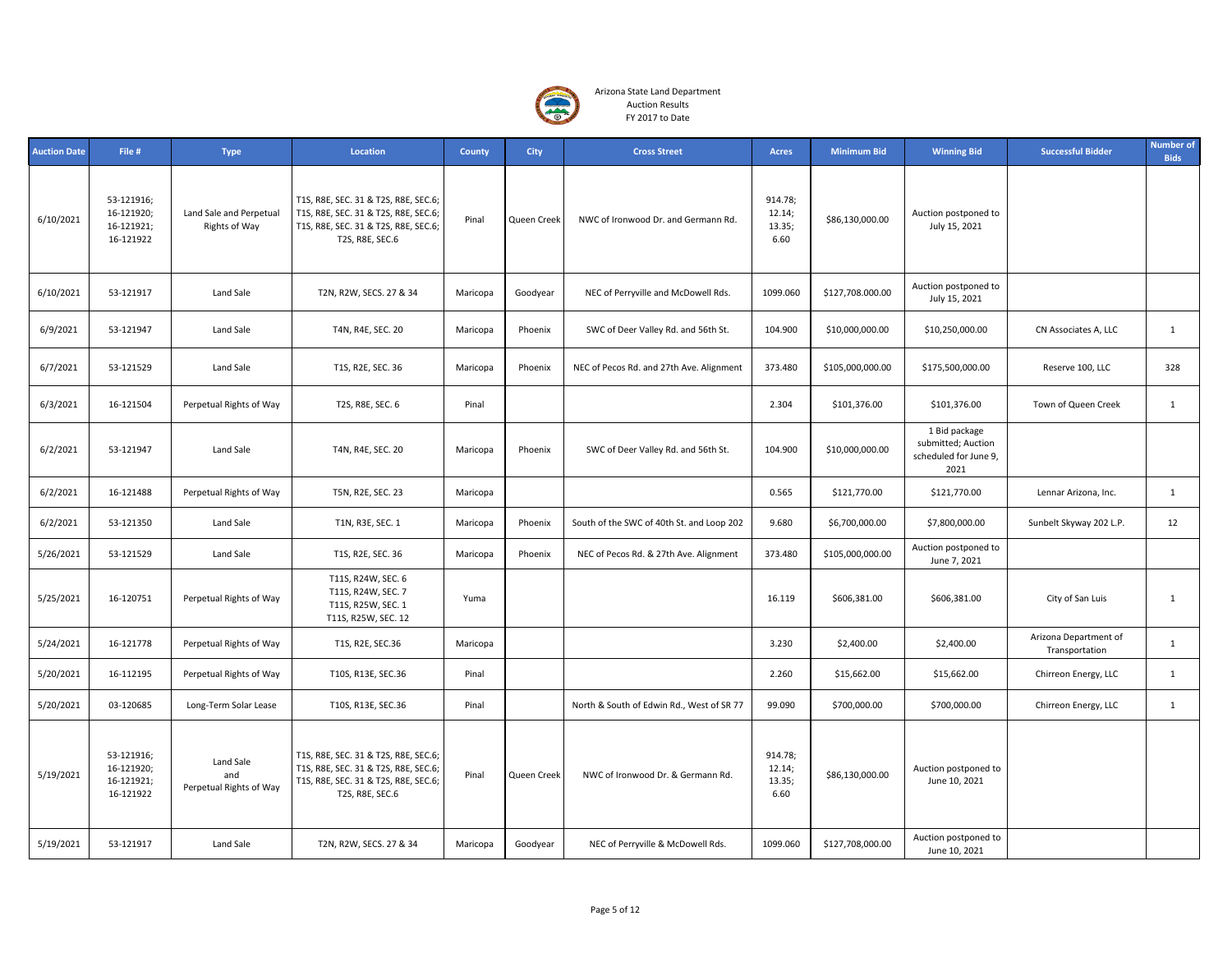Arizona State Land Department
Auction Results
FY 2017 to Date

| Auction Date | File # | Type | Location | County | City | Cross Street | Acres | Minimum Bid | Winning Bid | Successful Bidder | Number of Bids |
|---|---|---|---|---|---|---|---|---|---|---|---|
| 6/10/2021 | 53-121916; 16-121920; 16-121921; 16-121922 | Land Sale and Perpetual Rights of Way | T1S, R8E, SEC. 31 & T2S, R8E, SEC.6; T1S, R8E, SEC. 31 & T2S, R8E, SEC.6; T1S, R8E, SEC. 31 & T2S, R8E, SEC.6; T2S, R8E, SEC.6 | Pinal | Queen Creek | NWC of Ironwood Dr. and Germann Rd. | 914.78; 12.14; 13.35; 6.60 | $86,130,000.00 | Auction postponed to July 15, 2021 | | |
| 6/10/2021 | 53-121917 | Land Sale | T2N, R2W, SECS. 27 & 34 | Maricopa | Goodyear | NEC of Perryville and McDowell Rds. | 1099.060 | $127,708,000.00 | Auction postponed to July 15, 2021 | | |
| 6/9/2021 | 53-121947 | Land Sale | T4N, R4E, SEC. 20 | Maricopa | Phoenix | SWC of Deer Valley Rd. and 56th St. | 104.900 | $10,000,000.00 | $10,250,000.00 | CN Associates A, LLC | 1 |
| 6/7/2021 | 53-121529 | Land Sale | T1S, R2E, SEC. 36 | Maricopa | Phoenix | NEC of Pecos Rd. and 27th Ave. Alignment | 373.480 | $105,000,000.00 | $175,500,000.00 | Reserve 100, LLC | 328 |
| 6/3/2021 | 16-121504 | Perpetual Rights of Way | T2S, R8E, SEC. 6 | Pinal | | | 2.304 | $101,376.00 | $101,376.00 | Town of Queen Creek | 1 |
| 6/2/2021 | 53-121947 | Land Sale | T4N, R4E, SEC. 20 | Maricopa | Phoenix | SWC of Deer Valley Rd. and 56th St. | 104.900 | $10,000,000.00 | 1 Bid package submitted; Auction scheduled for June 9, 2021 | | |
| 6/2/2021 | 16-121488 | Perpetual Rights of Way | T5N, R2E, SEC. 23 | Maricopa | | | 0.565 | $121,770.00 | $121,770.00 | Lennar Arizona, Inc. | 1 |
| 6/2/2021 | 53-121350 | Land Sale | T1N, R3E, SEC. 1 | Maricopa | Phoenix | South of the SWC of 40th St. and Loop 202 | 9.680 | $6,700,000.00 | $7,800,000.00 | Sunbelt Skyway 202 L.P. | 12 |
| 5/26/2021 | 53-121529 | Land Sale | T1S, R2E, SEC. 36 | Maricopa | Phoenix | NEC of Pecos Rd. & 27th Ave. Alignment | 373.480 | $105,000,000.00 | Auction postponed to June 7, 2021 | | |
| 5/25/2021 | 16-120751 | Perpetual Rights of Way | T11S, R24W, SEC. 6 T11S, R24W, SEC. 7 T11S, R25W, SEC. 1 T11S, R25W, SEC. 12 | Yuma | | | 16.119 | $606,381.00 | $606,381.00 | City of San Luis | 1 |
| 5/24/2021 | 16-121778 | Perpetual Rights of Way | T1S, R2E, SEC.36 | Maricopa | | | 3.230 | $2,400.00 | $2,400.00 | Arizona Department of Transportation | 1 |
| 5/20/2021 | 16-112195 | Perpetual Rights of Way | T10S, R13E, SEC.36 | Pinal | | | 2.260 | $15,662.00 | $15,662.00 | Chirreon Energy, LLC | 1 |
| 5/20/2021 | 03-120685 | Long-Term Solar Lease | T10S, R13E, SEC.36 | Pinal | | North & South of Edwin Rd., West of SR 77 | 99.090 | $700,000.00 | $700,000.00 | Chirreon Energy, LLC | 1 |
| 5/19/2021 | 53-121916; 16-121920; 16-121921; 16-121922 | Land Sale and Perpetual Rights of Way | T1S, R8E, SEC. 31 & T2S, R8E, SEC.6; T1S, R8E, SEC. 31 & T2S, R8E, SEC.6; T1S, R8E, SEC. 31 & T2S, R8E, SEC.6; T2S, R8E, SEC.6 | Pinal | Queen Creek | NWC of Ironwood Dr. & Germann Rd. | 914.78; 12.14; 13.35; 6.60 | $86,130,000.00 | Auction postponed to June 10, 2021 | | |
| 5/19/2021 | 53-121917 | Land Sale | T2N, R2W, SECS. 27 & 34 | Maricopa | Goodyear | NEC of Perryville & McDowell Rds. | 1099.060 | $127,708,000.00 | Auction postponed to June 10, 2021 | | |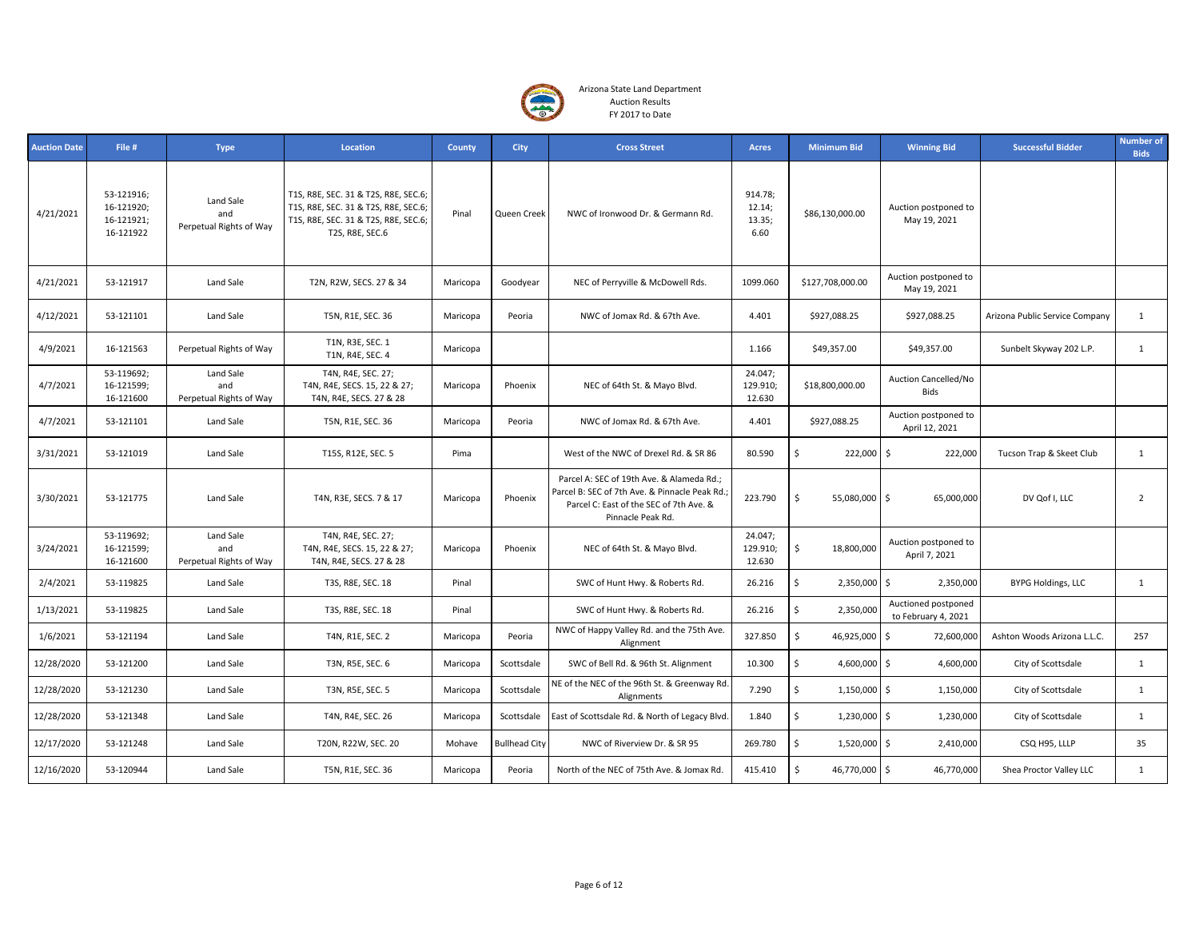Arizona State Land Department
Auction Results
FY 2017 to Date

| Auction Date | File # | Type | Location | County | City | Cross Street | Acres | Minimum Bid | Winning Bid | Successful Bidder | Number of Bids |
|---|---|---|---|---|---|---|---|---|---|---|---|
| 4/21/2021 | 53-121916; 16-121920; 16-121921; 16-121922 | Land Sale and Perpetual Rights of Way | T1S, R8E, SEC. 31 & T2S, R8E, SEC.6; T1S, R8E, SEC. 31 & T2S, R8E, SEC.6; T1S, R8E, SEC. 31 & T2S, R8E, SEC.6; T2S, R8E, SEC.6 | Pinal | Queen Creek | NWC of Ironwood Dr. & Germann Rd. | 914.78; 12.14; 13.35; 6.60 | $86,130,000.00 | Auction postponed to May 19, 2021 | | |
| 4/21/2021 | 53-121917 | Land Sale | T2N, R2W, SECS. 27 & 34 | Maricopa | Goodyear | NEC of Perryville & McDowell Rds. | 1099.060 | $127,708,000.00 | Auction postponed to May 19, 2021 | | |
| 4/12/2021 | 53-121101 | Land Sale | T5N, R1E, SEC. 36 | Maricopa | Peoria | NWC of Jomax Rd. & 67th Ave. | 4.401 | $927,088.25 | $927,088.25 | Arizona Public Service Company | 1 |
| 4/9/2021 | 16-121563 | Perpetual Rights of Way | T1N, R3E, SEC. 1 T1N, R4E, SEC. 4 | Maricopa | | | 1.166 | $49,357.00 | $49,357.00 | Sunbelt Skyway 202 L.P. | 1 |
| 4/7/2021 | 53-119692; 16-121599; 16-121600 | Land Sale and Perpetual Rights of Way | T4N, R4E, SEC. 27; T4N, R4E, SECS. 15, 22 & 27; T4N, R4E, SECS. 27 & 28 | Maricopa | Phoenix | NEC of 64th St. & Mayo Blvd. | 24.047; 129.910; 12.630 | $18,800,000.00 | Auction Cancelled/No Bids | | |
| 4/7/2021 | 53-121101 | Land Sale | T5N, R1E, SEC. 36 | Maricopa | Peoria | NWC of Jomax Rd. & 67th Ave. | 4.401 | $927,088.25 | Auction postponed to April 12, 2021 | | |
| 3/31/2021 | 53-121019 | Land Sale | T15S, R12E, SEC. 5 | Pima | | West of the NWC of Drexel Rd. & SR 86 | 80.590 | $ 222,000 | $ 222,000 | Tucson Trap & Skeet Club | 1 |
| 3/30/2021 | 53-121775 | Land Sale | T4N, R3E, SECS. 7 & 17 | Maricopa | Phoenix | Parcel A: SEC of 19th Ave. & Alameda Rd.; Parcel B: SEC of 7th Ave. & Pinnacle Peak Rd.; Parcel C: East of the SEC of 7th Ave. & Pinnacle Peak Rd. | 223.790 | $ 55,080,000 | $ 65,000,000 | DV Qof I, LLC | 2 |
| 3/24/2021 | 53-119692; 16-121599; 16-121600 | Land Sale and Perpetual Rights of Way | T4N, R4E, SEC. 27; T4N, R4E, SECS. 15, 22 & 27; T4N, R4E, SECS. 27 & 28 | Maricopa | Phoenix | NEC of 64th St. & Mayo Blvd. | 24.047; 129.910; 12.630 | $ 18,800,000 | Auction postponed to April 7, 2021 | | |
| 2/4/2021 | 53-119825 | Land Sale | T3S, R8E, SEC. 18 | Pinal | | SWC of Hunt Hwy. & Roberts Rd. | 26.216 | $ 2,350,000 | $ 2,350,000 | BYPG Holdings, LLC | 1 |
| 1/13/2021 | 53-119825 | Land Sale | T3S, R8E, SEC. 18 | Pinal | | SWC of Hunt Hwy. & Roberts Rd. | 26.216 | $ 2,350,000 | Auctioned postponed to February 4, 2021 | | |
| 1/6/2021 | 53-121194 | Land Sale | T4N, R1E, SEC. 2 | Maricopa | Peoria | NWC of Happy Valley Rd. and the 75th Ave. Alignment | 327.850 | $ 46,925,000 | $ 72,600,000 | Ashton Woods Arizona L.L.C. | 257 |
| 12/28/2020 | 53-121200 | Land Sale | T3N, R5E, SEC. 6 | Maricopa | Scottsdale | SWC of Bell Rd. & 96th St. Alignment | 10.300 | $ 4,600,000 | $ 4,600,000 | City of Scottsdale | 1 |
| 12/28/2020 | 53-121230 | Land Sale | T3N, R5E, SEC. 5 | Maricopa | Scottsdale | NE of the NEC of the 96th St. & Greenway Rd. Alignments | 7.290 | $ 1,150,000 | $ 1,150,000 | City of Scottsdale | 1 |
| 12/28/2020 | 53-121348 | Land Sale | T4N, R4E, SEC. 26 | Maricopa | Scottsdale | East of Scottsdale Rd. & North of Legacy Blvd. | 1.840 | $ 1,230,000 | $ 1,230,000 | City of Scottsdale | 1 |
| 12/17/2020 | 53-121248 | Land Sale | T20N, R22W, SEC. 20 | Mohave | Bullhead City | NWC of Riverview Dr. & SR 95 | 269.780 | $ 1,520,000 | $ 2,410,000 | CSQ H95, LLLP | 35 |
| 12/16/2020 | 53-120944 | Land Sale | T5N, R1E, SEC. 36 | Maricopa | Peoria | North of the NEC of 75th Ave. & Jomax Rd. | 415.410 | $ 46,770,000 | $ 46,770,000 | Shea Proctor Valley LLC | 1 |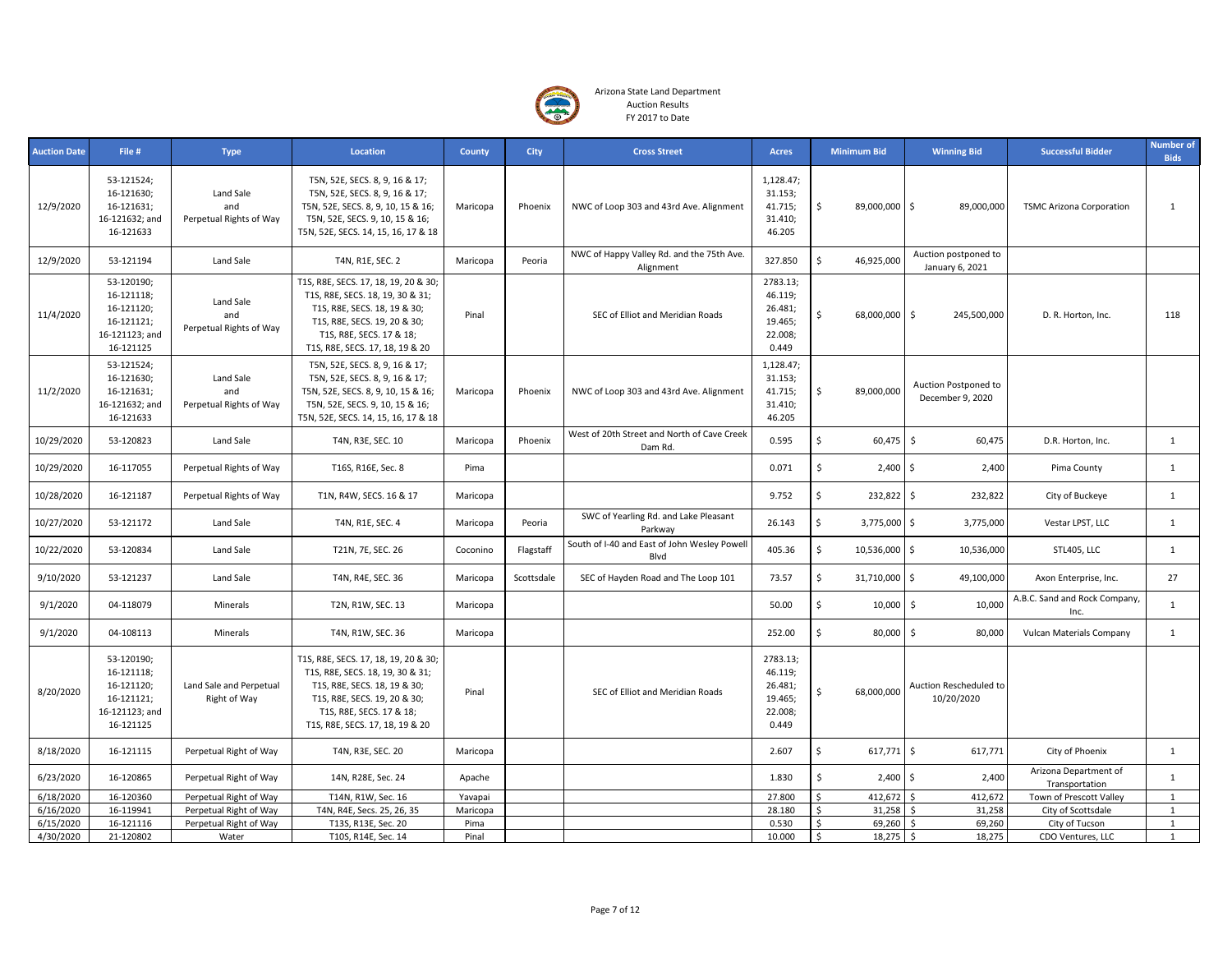Arizona State Land Department
Auction Results
FY 2017 to Date

| Auction Date | File # | Type | Location | County | City | Cross Street | Acres | Minimum Bid | Winning Bid | Successful Bidder | Number of Bids |
|---|---|---|---|---|---|---|---|---|---|---|---|
| 12/9/2020 | 53-121524; 16-121630; 16-121631; 16-121632; and 16-121633 | Land Sale and Perpetual Rights of Way | T5N, 52E, SECS. 8, 9, 16 & 17; T5N, 52E, SECS. 8, 9, 16 & 17; T5N, 52E, SECS. 8, 9, 10, 15 & 16; T5N, 52E, SECS. 9, 10, 15 & 16; T5N, 52E, SECS. 14, 15, 16, 17 & 18 | Maricopa | Phoenix | NWC of Loop 303 and 43rd Ave. Alignment | 1,128.47; 31.153; 41.715; 31.410; 46.205 | $ 89,000,000 | $ 89,000,000 | TSMC Arizona Corporation | 1 |
| 12/9/2020 | 53-121194 | Land Sale | T4N, R1E, SEC. 2 | Maricopa | Peoria | NWC of Happy Valley Rd. and the 75th Ave. Alignment | 327.850 | $ 46,925,000 | Auction postponed to January 6, 2021 | | |
| 11/4/2020 | 53-120190; 16-121118; 16-121120; 16-121121; 16-121123; and 16-121125 | Land Sale and Perpetual Rights of Way | T1S, R8E, SECS. 17, 18, 19, 20 & 30; T1S, R8E, SECS. 18, 19, 30 & 31; T1S, R8E, SECS. 18, 19 & 30; T1S, R8E, SECS. 19, 20 & 30; T1S, R8E, SECS. 17 & 18; T1S, R8E, SECS. 17, 18, 19 & 20 | Pinal | | SEC of Elliot and Meridian Roads | 2783.13; 46.119; 26.481; 19.465; 22.008; 0.449 | $ 68,000,000 | $ 245,500,000 | D. R. Horton, Inc. | 118 |
| 11/2/2020 | 53-121524; 16-121630; 16-121631; 16-121632; and 16-121633 | Land Sale and Perpetual Rights of Way | T5N, 52E, SECS. 8, 9, 16 & 17; T5N, 52E, SECS. 8, 9, 16 & 17; T5N, 52E, SECS. 8, 9, 10, 15 & 16; T5N, 52E, SECS. 9, 10, 15 & 16; T5N, 52E, SECS. 14, 15, 16, 17 & 18 | Maricopa | Phoenix | NWC of Loop 303 and 43rd Ave. Alignment | 1,128.47; 31.153; 41.715; 31.410; 46.205 | $ 89,000,000 | Auction Postponed to December 9, 2020 | | |
| 10/29/2020 | 53-120823 | Land Sale | T4N, R3E, SEC. 10 | Maricopa | Phoenix | West of 20th Street and North of Cave Creek Dam Rd. | 0.595 | $ 60,475 | $ 60,475 | D.R. Horton, Inc. | 1 |
| 10/29/2020 | 16-117055 | Perpetual Rights of Way | T16S, R16E, Sec. 8 | Pima | | | 0.071 | $ 2,400 | $ 2,400 | Pima County | 1 |
| 10/28/2020 | 16-121187 | Perpetual Rights of Way | T1N, R4W, SECS. 16 & 17 | Maricopa | | | 9.752 | $ 232,822 | $ 232,822 | City of Buckeye | 1 |
| 10/27/2020 | 53-121172 | Land Sale | T4N, R1E, SEC. 4 | Maricopa | Peoria | SWC of Yearling Rd. and Lake Pleasant Parkway | 26.143 | $ 3,775,000 | $ 3,775,000 | Vestar LPST, LLC | 1 |
| 10/22/2020 | 53-120834 | Land Sale | T21N, 7E, SEC. 26 | Coconino | Flagstaff | South of I-40 and East of John Wesley Powell Blvd | 405.36 | $ 10,536,000 | $ 10,536,000 | STL405, LLC | 1 |
| 9/10/2020 | 53-121237 | Land Sale | T4N, R4E, SEC. 36 | Maricopa | Scottsdale | SEC of Hayden Road and The Loop 101 | 73.57 | $ 31,710,000 | $ 49,100,000 | Axon Enterprise, Inc. | 27 |
| 9/1/2020 | 04-118079 | Minerals | T2N, R1W, SEC. 13 | Maricopa | | | 50.00 | $ 10,000 | $ 10,000 | A.B.C. Sand and Rock Company, Inc. | 1 |
| 9/1/2020 | 04-108113 | Minerals | T4N, R1W, SEC. 36 | Maricopa | | | 252.00 | $ 80,000 | $ 80,000 | Vulcan Materials Company | 1 |
| 8/20/2020 | 53-120190; 16-121118; 16-121120; 16-121121; 16-121123; and 16-121125 | Land Sale and Perpetual Right of Way | T1S, R8E, SECS. 17, 18, 19, 20 & 30; T1S, R8E, SECS. 18, 19, 30 & 31; T1S, R8E, SECS. 18, 19 & 30; T1S, R8E, SECS. 19, 20 & 30; T1S, R8E, SECS. 17 & 18; T1S, R8E, SECS. 17, 18, 19 & 20 | Pinal | | SEC of Elliot and Meridian Roads | 2783.13; 46.119; 26.481; 19.465; 22.008; 0.449 | $ 68,000,000 | Auction Rescheduled to 10/20/2020 | | |
| 8/18/2020 | 16-121115 | Perpetual Right of Way | T4N, R3E, SEC. 20 | Maricopa | | | 2.607 | $ 617,771 | $ 617,771 | City of Phoenix | 1 |
| 6/23/2020 | 16-120865 | Perpetual Right of Way | 14N, R28E, Sec. 24 | Apache | | | 1.830 | $ 2,400 | $ 2,400 | Arizona Department of Transportation | 1 |
| 6/18/2020 | 16-120360 | Perpetual Right of Way | T14N, R1W, Sec. 16 | Yavapai | | | 27.800 | $ 412,672 | $ 412,672 | Town of Prescott Valley | 1 |
| 6/16/2020 | 16-119941 | Perpetual Right of Way | T4N, R4E, Secs. 25, 26, 35 | Maricopa | | | 28.180 | $ 31,258 | $ 31,258 | City of Scottsdale | 1 |
| 6/15/2020 | 16-121116 | Perpetual Right of Way | T13S, R13E, Sec. 20 | Pima | | | 0.530 | $ 69,260 | $ 69,260 | City of Tucson | 1 |
| 4/30/2020 | 21-120802 | Water | T10S, R14E, Sec. 14 | Pinal | | | 10.000 | $ 18,275 | $ 18,275 | CDO Ventures, LLC | 1 |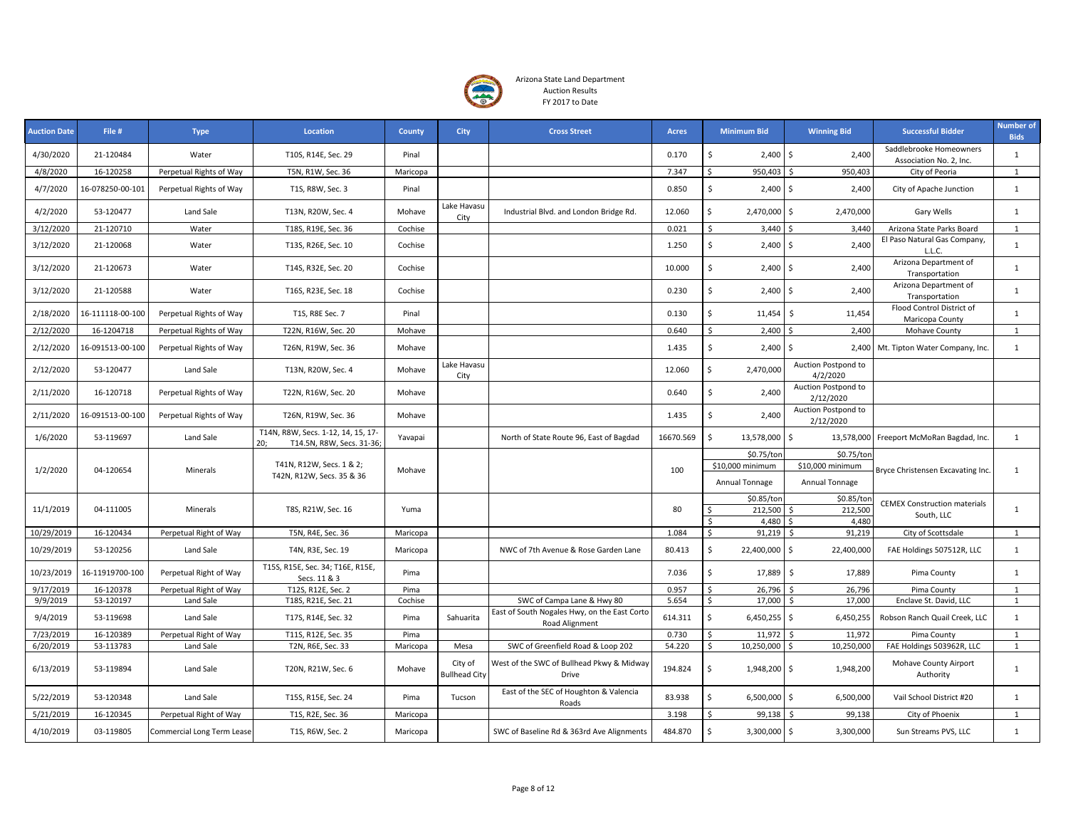Arizona State Land Department
Auction Results
FY 2017 to Date

| Auction Date | File # | Type | Location | County | City | Cross Street | Acres | Minimum Bid | Winning Bid | Successful Bidder | Number of Bids |
|---|---|---|---|---|---|---|---|---|---|---|---|
| 4/30/2020 | 21-120484 | Water | T10S, R14E, Sec. 29 | Pinal | | | 0.170 | $ 2,400 | $ 2,400 | Saddlebrooke Homeowners Association No. 2, Inc. | 1 |
| 4/8/2020 | 16-120258 | Perpetual Rights of Way | T5N, R1W, Sec. 36 | Maricopa | | | 7.347 | $ 950,403 | $ 950,403 | City of Peoria | 1 |
| 4/7/2020 | 16-078250-00-101 | Perpetual Rights of Way | T1S, R8W, Sec. 3 | Pinal | | | 0.850 | $ 2,400 | $ 2,400 | City of Apache Junction | 1 |
| 4/2/2020 | 53-120477 | Land Sale | T13N, R20W, Sec. 4 | Mohave | Lake Havasu City | Industrial Blvd. and London Bridge Rd. | 12.060 | $ 2,470,000 | $ 2,470,000 | Gary Wells | 1 |
| 3/12/2020 | 21-120710 | Water | T18S, R19E, Sec. 36 | Cochise | | | 0.021 | $ 3,440 | $ 3,440 | Arizona State Parks Board | 1 |
| 3/12/2020 | 21-120068 | Water | T13S, R26E, Sec. 10 | Cochise | | | 1.250 | $ 2,400 | $ 2,400 | El Paso Natural Gas Company, L.L.C. | 1 |
| 3/12/2020 | 21-120673 | Water | T14S, R32E, Sec. 20 | Cochise | | | 10.000 | $ 2,400 | $ 2,400 | Arizona Department of Transportation | 1 |
| 3/12/2020 | 21-120588 | Water | T16S, R23E, Sec. 18 | Cochise | | | 0.230 | $ 2,400 | $ 2,400 | Arizona Department of Transportation | 1 |
| 2/18/2020 | 16-111118-00-100 | Perpetual Rights of Way | T1S, R8E Sec. 7 | Pinal | | | 0.130 | $ 11,454 | $ 11,454 | Flood Control District of Maricopa County | 1 |
| 2/12/2020 | 16-1204718 | Perpetual Rights of Way | T22N, R16W, Sec. 20 | Mohave | | | 0.640 | $ 2,400 | $ 2,400 | Mohave County | 1 |
| 2/12/2020 | 16-091513-00-100 | Perpetual Rights of Way | T26N, R19W, Sec. 36 | Mohave | | | 1.435 | $ 2,400 | $ 2,400 | Mt. Tipton Water Company, Inc. | 1 |
| 2/12/2020 | 53-120477 | Land Sale | T13N, R20W, Sec. 4 | Mohave | Lake Havasu City | | 12.060 | $ 2,470,000 | Auction Postpond to 4/2/2020 | | |
| 2/11/2020 | 16-120718 | Perpetual Rights of Way | T22N, R16W, Sec. 20 | Mohave | | | 0.640 | $ 2,400 | Auction Postpond to 2/12/2020 | | |
| 2/11/2020 | 16-091513-00-100 | Perpetual Rights of Way | T26N, R19W, Sec. 36 | Mohave | | | 1.435 | $ 2,400 | Auction Postpond to 2/12/2020 | | |
| 1/6/2020 | 53-119697 | Land Sale | T14N, R8W, Secs. 1-12, 14, 15, 17-20; T14.5N, R8W, Secs. 31-36; | Yavapai | | North of State Route 96, East of Bagdad | 16670.569 | $ 13,578,000 | $ 13,578,000 | Freeport McMoRan Bagdad, Inc. | 1 |
| 1/2/2020 | 04-120654 | Minerals | T41N, R12W, Secs. 1 & 2; T42N, R12W, Secs. 35 & 36 | Mohave | | | 100 | $0.75/ton $10,000 minimum Annual Tonnage | $0.75/ton $10,000 minimum Annual Tonnage | Bryce Christensen Excavating Inc. | 1 |
| 11/1/2019 | 04-111005 | Minerals | T8S, R21W, Sec. 16 | Yuma | | | 80 | $0.85/ton $ 212,500 $ 4,480 | $0.85/ton $ 212,500 $ 4,480 | CEMEX Construction materials South, LLC | 1 |
| 10/29/2019 | 16-120434 | Perpetual Right of Way | T5N, R4E, Sec. 36 | Maricopa | | | 1.084 | $ 91,219 | $ 91,219 | City of Scottsdale | 1 |
| 10/29/2019 | 53-120256 | Land Sale | T4N, R3E, Sec. 19 | Maricopa | | NWC of 7th Avenue & Rose Garden Lane | 80.413 | $ 22,400,000 | $ 22,400,000 | FAE Holdings 507512R, LLC | 1 |
| 10/23/2019 | 16-11919700-100 | Perpetual Right of Way | T15S, R15E, Sec. 34; T16E, R15E, Secs. 11 & 3 | Pima | | | 7.036 | $ 17,889 | $ 17,889 | Pima County | 1 |
| 9/17/2019 | 16-120378 | Perpetual Right of Way | T12S, R12E, Sec. 2 | Pima | | | 0.957 | $ 26,796 | $ 26,796 | Pima County | 1 |
| 9/9/2019 | 53-120197 | Land Sale | T18S, R21E, Sec. 21 | Cochise | | SWC of Campa Lane & Hwy 80 | 5.654 | $ 17,000 | $ 17,000 | Enclave St. David, LLC | 1 |
| 9/4/2019 | 53-119698 | Land Sale | T17S, R14E, Sec. 32 | Pima | Sahuarita | East of South Nogales Hwy, on the East Corto Road Alignment | 614.311 | $ 6,450,255 | $ 6,450,255 | Robson Ranch Quail Creek, LLC | 1 |
| 7/23/2019 | 16-120389 | Perpetual Right of Way | T11S, R12E, Sec. 35 | Pima | | | 0.730 | $ 11,972 | $ 11,972 | Pima County | 1 |
| 6/20/2019 | 53-113783 | Land Sale | T2N, R6E, Sec. 33 | Maricopa | Mesa | SWC of Greenfield Road & Loop 202 | 54.220 | $ 10,250,000 | $ 10,250,000 | FAE Holdings 503962R, LLC | 1 |
| 6/13/2019 | 53-119894 | Land Sale | T20N, R21W, Sec. 6 | Mohave | City of Bullhead City | West of the SWC of Bullhead Pkwy & Midway Drive | 194.824 | $ 1,948,200 | $ 1,948,200 | Mohave County Airport Authority | 1 |
| 5/22/2019 | 53-120348 | Land Sale | T15S, R15E, Sec. 24 | Pima | Tucson | East of the SEC of Houghton & Valencia Roads | 83.938 | $ 6,500,000 | $ 6,500,000 | Vail School District #20 | 1 |
| 5/21/2019 | 16-120345 | Perpetual Right of Way | T1S, R2E, Sec. 36 | Maricopa | | | 3.198 | $ 99,138 | $ 99,138 | City of Phoenix | 1 |
| 4/10/2019 | 03-119805 | Commercial Long Term Lease | T1S, R6W, Sec. 2 | Maricopa | | SWC of Baseline Rd & 363rd Ave Alignments | 484.870 | $ 3,300,000 | $ 3,300,000 | Sun Streams PVS, LLC | 1 |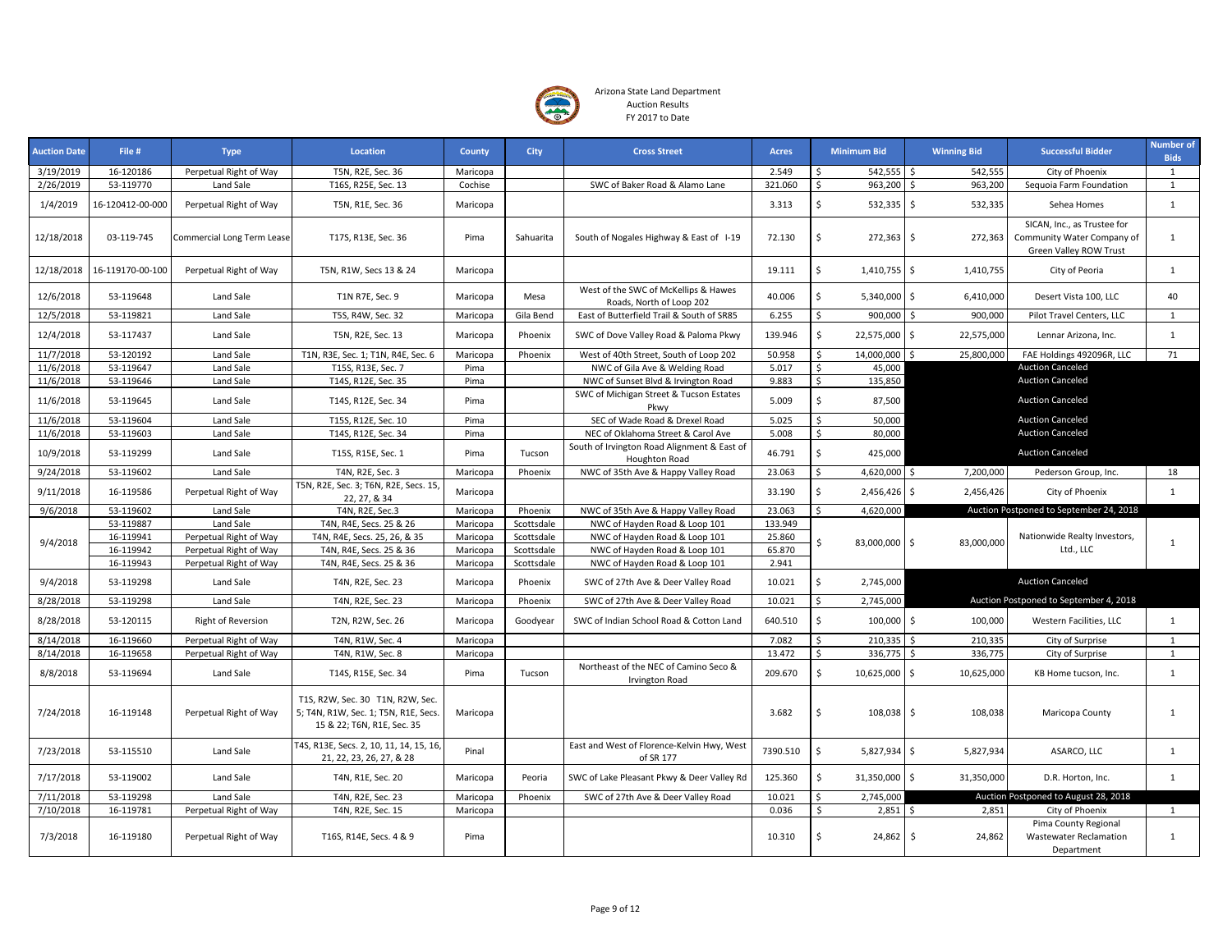Arizona State Land Department
Auction Results
FY 2017 to Date

| Auction Date | File # | Type | Location | County | City | Cross Street | Acres | Minimum Bid | Winning Bid | Successful Bidder | Number of Bids |
|---|---|---|---|---|---|---|---|---|---|---|---|
| 3/19/2019 | 16-120186 | Perpetual Right of Way | T5N, R2E, Sec. 36 | Maricopa | | | 2.549 | $ 542,555 | $ 542,555 | City of Phoenix | 1 |
| 2/26/2019 | 53-119770 | Land Sale | T16S, R25E, Sec. 13 | Cochise | | SWC of Baker Road & Alamo Lane | 321.060 | $ 963,200 | $ 963,200 | Sequoia Farm Foundation | 1 |
| 1/4/2019 | 16-120412-00-000 | Perpetual Right of Way | T5N, R1E, Sec. 36 | Maricopa | | | 3.313 | $ 532,335 | $ 532,335 | Sehea Homes | 1 |
| 12/18/2018 | 03-119-745 | Commercial Long Term Lease | T17S, R13E, Sec. 36 | Pima | Sahuarita | South of Nogales Highway & East of I-19 | 72.130 | $ 272,363 | $ 272,363 | SICAN, Inc., as Trustee for Community Water Company of Green Valley ROW Trust | 1 |
| 12/18/2018 | 16-119170-00-100 | Perpetual Right of Way | T5N, R1W, Secs 13 & 24 | Maricopa | | | 19.111 | $ 1,410,755 | $ 1,410,755 | City of Peoria | 1 |
| 12/6/2018 | 53-119648 | Land Sale | T1N R7E, Sec. 9 | Maricopa | Mesa | West of the SWC of McKellips & Hawes Roads, North of Loop 202 | 40.006 | $ 5,340,000 | $ 6,410,000 | Desert Vista 100, LLC | 40 |
| 12/5/2018 | 53-119821 | Land Sale | T5S, R4W, Sec. 32 | Maricopa | Gila Bend | East of Butterfield Trail & South of SR85 | 6.255 | $ 900,000 | $ 900,000 | Pilot Travel Centers, LLC | 1 |
| 12/4/2018 | 53-117437 | Land Sale | T5N, R2E, Sec. 13 | Maricopa | Phoenix | SWC of Dove Valley Road & Paloma Pkwy | 139.946 | $ 22,575,000 | $ 22,575,000 | Lennar Arizona, Inc. | 1 |
| 11/7/2018 | 53-120192 | Land Sale | T1N, R3E, Sec. 1; T1N, R4E, Sec. 6 | Maricopa | Phoenix | West of 40th Street, South of Loop 202 | 50.958 | $ 14,000,000 | $ 25,800,000 | FAE Holdings 492096R, LLC | 71 |
| 11/6/2018 | 53-119647 | Land Sale | T15S, R13E, Sec. 7 | Pima | | NWC of Gila Ave & Welding Road | 5.017 | $ 45,000 | | Auction Canceled | |
| 11/6/2018 | 53-119646 | Land Sale | T14S, R12E, Sec. 35 | Pima | | NWC of Sunset Blvd & Irvington Road | 9.883 | $ 135,850 | | Auction Canceled | |
| 11/6/2018 | 53-119645 | Land Sale | T14S, R12E, Sec. 34 | Pima | | SWC of Michigan Street & Tucson Estates Pkwy | 5.009 | $ 87,500 | | Auction Canceled | |
| 11/6/2018 | 53-119604 | Land Sale | T15S, R12E, Sec. 10 | Pima | | SEC of Wade Road & Drexel Road | 5.025 | $ 50,000 | | Auction Canceled | |
| 11/6/2018 | 53-119603 | Land Sale | T14S, R12E, Sec. 34 | Pima | | NEC of Oklahoma Street & Carol Ave | 5.008 | $ 80,000 | | Auction Canceled | |
| 10/9/2018 | 53-119299 | Land Sale | T15S, R15E, Sec. 1 | Pima | Tucson | South of Irvington Road Alignment & East of Houghton Road | 46.791 | $ 425,000 | | Auction Canceled | |
| 9/24/2018 | 53-119602 | Land Sale | T4N, R2E, Sec. 3 | Maricopa | Phoenix | NWC of 35th Ave & Happy Valley Road | 23.063 | $ 4,620,000 | $ 7,200,000 | Pederson Group, Inc. | 18 |
| 9/11/2018 | 16-119586 | Perpetual Right of Way | T5N, R2E, Sec. 3; T6N, R2E, Secs. 15, 22, 27, & 34 | Maricopa | | | 33.190 | $ 2,456,426 | $ 2,456,426 | City of Phoenix | 1 |
| 9/6/2018 | 53-119602 | Land Sale | T4N, R2E, Sec.3 | Maricopa | Phoenix | NWC of 35th Ave & Happy Valley Road | 23.063 | $ 4,620,000 | | Auction Postponed to September 24, 2018 | |
| 9/4/2018 | 53-119887 | Land Sale | T4N, R4E, Secs. 25 & 26 | Maricopa | Scottsdale | NWC of Hayden Road & Loop 101 | 133.949 | $ 83,000,000 | $ 83,000,000 | Nationwide Realty Investors, Ltd., LLC | 1 |
| | 16-119941 | Perpetual Right of Way | T4N, R4E, Secs. 25, 26, & 35 | Maricopa | Scottsdale | NWC of Hayden Road & Loop 101 | 25.860 | | | | |
| | 16-119942 | Perpetual Right of Way | T4N, R4E, Secs. 25 & 36 | Maricopa | Scottsdale | NWC of Hayden Road & Loop 101 | 65.870 | | | | |
| | 16-119943 | Perpetual Right of Way | T4N, R4E, Secs. 25 & 36 | Maricopa | Scottsdale | NWC of Hayden Road & Loop 101 | 2.941 | | | | |
| 9/4/2018 | 53-119298 | Land Sale | T4N, R2E, Sec. 23 | Maricopa | Phoenix | SWC of 27th Ave & Deer Valley Road | 10.021 | $ 2,745,000 | | Auction Canceled | |
| 8/28/2018 | 53-119298 | Land Sale | T4N, R2E, Sec. 23 | Maricopa | Phoenix | SWC of 27th Ave & Deer Valley Road | 10.021 | $ 2,745,000 | | Auction Postponed to September 4, 2018 | |
| 8/28/2018 | 53-120115 | Right of Reversion | T2N, R2W, Sec. 26 | Maricopa | Goodyear | SWC of Indian School Road & Cotton Land | 640.510 | $ 100,000 | $ 100,000 | Western Facilities, LLC | 1 |
| 8/14/2018 | 16-119660 | Perpetual Right of Way | T4N, R1W, Sec. 4 | Maricopa | | | 7.082 | $ 210,335 | $ 210,335 | City of Surprise | 1 |
| 8/14/2018 | 16-119658 | Perpetual Right of Way | T4N, R1W, Sec. 8 | Maricopa | | | 13.472 | $ 336,775 | $ 336,775 | City of Surprise | 1 |
| 8/8/2018 | 53-119694 | Land Sale | T14S, R15E, Sec. 34 | Pima | Tucson | Northeast of the NEC of Camino Seco & Irvington Road | 209.670 | $ 10,625,000 | $ 10,625,000 | KB Home tucson, Inc. | 1 |
| 7/24/2018 | 16-119148 | Perpetual Right of Way | T1S, R2W, Sec. 30 T1N, R2W, Sec. 5; T4N, R1W, Sec. 1; T5N, R1E, Secs. 15 & 22; T6N, R1E, Sec. 35 | Maricopa | | | 3.682 | $ 108,038 | $ 108,038 | Maricopa County | 1 |
| 7/23/2018 | 53-115510 | Land Sale | T4S, R13E, Secs. 2, 10, 11, 14, 15, 16, 21, 22, 23, 26, 27, & 28 | Pinal | | East and West of Florence-Kelvin Hwy, West of SR 177 | 7390.510 | $ 5,827,934 | $ 5,827,934 | ASARCO, LLC | 1 |
| 7/17/2018 | 53-119002 | Land Sale | T4N, R1E, Sec. 20 | Maricopa | Peoria | SWC of Lake Pleasant Pkwy & Deer Valley Rd | 125.360 | $ 31,350,000 | $ 31,350,000 | D.R. Horton, Inc. | 1 |
| 7/11/2018 | 53-119298 | Land Sale | T4N, R2E, Sec. 23 | Maricopa | Phoenix | SWC of 27th Ave & Deer Valley Road | 10.021 | $ 2,745,000 | | Auction Postponed to August 28, 2018 | |
| 7/10/2018 | 16-119781 | Perpetual Right of Way | T4N, R2E, Sec. 15 | Maricopa | | | 0.036 | $ 2,851 | $ 2,851 | City of Phoenix | 1 |
| 7/3/2018 | 16-119180 | Perpetual Right of Way | T16S, R14E, Secs. 4 & 9 | Pima | | | 10.310 | $ 24,862 | $ 24,862 | Pima County Regional Wastewater Reclamation Department | 1 |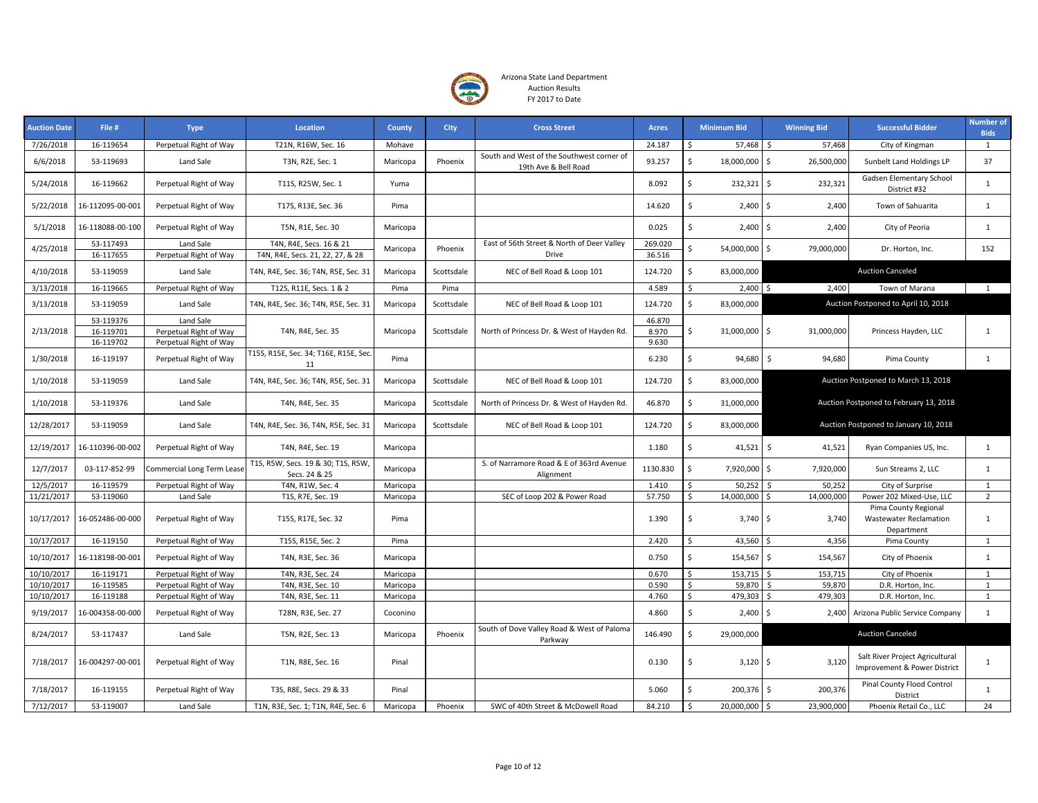Arizona State Land Department
Auction Results
FY 2017 to Date

| Auction Date | File # | Type | Location | County | City | Cross Street | Acres | Minimum Bid | Winning Bid | Successful Bidder | Number of Bids |
|---|---|---|---|---|---|---|---|---|---|---|---|
| 7/26/2018 | 16-119654 | Perpetual Right of Way | T21N, R16W, Sec. 16 | Mohave | | | 24.187 | $ 57,468 | $ 57,468 | City of Kingman | 1 |
| 6/6/2018 | 53-119693 | Land Sale | T3N, R2E, Sec. 1 | Maricopa | Phoenix | South and West of the Southwest corner of 19th Ave & Bell Road | 93.257 | $ 18,000,000 | $ 26,500,000 | Sunbelt Land Holdings LP | 37 |
| 5/24/2018 | 16-119662 | Perpetual Right of Way | T11S, R25W, Sec. 1 | Yuma | | | 8.092 | $ 232,321 | $ 232,321 | Gadsen Elementary School District #32 | 1 |
| 5/22/2018 | 16-112095-00-001 | Perpetual Right of Way | T17S, R13E, Sec. 36 | Pima | | | 14.620 | $ 2,400 | $ 2,400 | Town of Sahuarita | 1 |
| 5/1/2018 | 16-118088-00-100 | Perpetual Right of Way | T5N, R1E, Sec. 30 | Maricopa | | | 0.025 | $ 2,400 | $ 2,400 | City of Peoria | 1 |
| 4/25/2018 | 53-117493<br>16-117655 | Land Sale<br>Perpetual Right of Way | T4N, R4E, Secs. 16 & 21<br>T4N, R4E, Secs. 21, 22, 27, & 28 | Maricopa | Phoenix | East of 56th Street & North of Deer Valley Drive | 269.020<br>36.516 | $ 54,000,000 | $ 79,000,000 | Dr. Horton, Inc. | 152 |
| 4/10/2018 | 53-119059 | Land Sale | T4N, R4E, Sec. 36; T4N, R5E, Sec. 31 | Maricopa | Scottsdale | NEC of Bell Road & Loop 101 | 124.720 | $ 83,000,000 | Auction Canceled | | |
| 3/13/2018 | 16-119665 | Perpetual Right of Way | T12S, R11E, Secs. 1 & 2 | Pima | Pima | | 4.589 | $ 2,400 | $ 2,400 | Town of Marana | 1 |
| 3/13/2018 | 53-119059 | Land Sale | T4N, R4E, Sec. 36; T4N, R5E, Sec. 31 | Maricopa | Scottsdale | NEC of Bell Road & Loop 101 | 124.720 | $ 83,000,000 | Auction Postponed to April 10, 2018 | | |
| 2/13/2018 | 53-119376<br>16-119701<br>16-119702 | Land Sale<br>Perpetual Right of Way<br>Perpetual Right of Way | T4N, R4E, Sec. 35 | Maricopa | Scottsdale | North of Princess Dr. & West of Hayden Rd. | 46.870<br>8.970<br>9.630 | $ 31,000,000 | $ 31,000,000 | Princess Hayden, LLC | 1 |
| 1/30/2018 | 16-119197 | Perpetual Right of Way | T15S, R15E, Sec. 34; T16E, R15E, Sec. 11 | Pima | | | 6.230 | $ 94,680 | $ 94,680 | Pima County | 1 |
| 1/10/2018 | 53-119059 | Land Sale | T4N, R4E, Sec. 36; T4N, R5E, Sec. 31 | Maricopa | Scottsdale | NEC of Bell Road & Loop 101 | 124.720 | $ 83,000,000 | Auction Postponed to March 13, 2018 | | |
| 1/10/2018 | 53-119376 | Land Sale | T4N, R4E, Sec. 35 | Maricopa | Scottsdale | North of Princess Dr. & West of Hayden Rd. | 46.870 | $ 31,000,000 | Auction Postponed to February 13, 2018 | | |
| 12/28/2017 | 53-119059 | Land Sale | T4N, R4E, Sec. 36, T4N, R5E, Sec. 31 | Maricopa | Scottsdale | NEC of Bell Road & Loop 101 | 124.720 | $ 83,000,000 | Auction Postponed to January 10, 2018 | | |
| 12/19/2017 | 16-110396-00-002 | Perpetual Right of Way | T4N, R4E, Sec. 19 | Maricopa | | | 1.180 | $ 41,521 | $ 41,521 | Ryan Companies US, Inc. | 1 |
| 12/7/2017 | 03-117-852-99 | Commercial Long Term Lease | T1S, R5W, Secs. 19 & 30; T1S, R5W, Secs. 24 & 25 | Maricopa | | S. of Narramore Road & E of 363rd Avenue Alignment | 1130.830 | $ 7,920,000 | $ 7,920,000 | Sun Streams 2, LLC | 1 |
| 12/5/2017 | 16-119579 | Perpetual Right of Way | T4N, R1W, Sec. 4 | Maricopa | | | 1.410 | $ 50,252 | $ 50,252 | City of Surprise | 1 |
| 11/21/2017 | 53-119060 | Land Sale | T1S, R7E, Sec. 19 | Maricopa | | SEC of Loop 202 & Power Road | 57.750 | $ 14,000,000 | $ 14,000,000 | Power 202 Mixed-Use, LLC | 2 |
| 10/17/2017 | 16-052486-00-000 | Perpetual Right of Way | T15S, R17E, Sec. 32 | Pima | | | 1.390 | $ 3,740 | $ 3,740 | Pima County Regional Wastewater Reclamation Department | 1 |
| 10/17/2017 | 16-119150 | Perpetual Right of Way | T15S, R15E, Sec. 2 | Pima | | | 2.420 | $ 43,560 | $ 4,356 | Pima County | 1 |
| 10/10/2017 | 16-118198-00-001 | Perpetual Right of Way | T4N, R3E, Sec. 36 | Maricopa | | | 0.750 | $ 154,567 | $ 154,567 | City of Phoenix | 1 |
| 10/10/2017 | 16-119171 | Perpetual Right of Way | T4N, R3E, Sec. 24 | Maricopa | | | 0.670 | $ 153,715 | $ 153,715 | City of Phoenix | 1 |
| 10/10/2017 | 16-119585 | Perpetual Right of Way | T4N, R3E, Sec. 10 | Maricopa | | | 0.590 | $ 59,870 | $ 59,870 | D.R. Horton, Inc. | 1 |
| 10/10/2017 | 16-119188 | Perpetual Right of Way | T4N, R3E, Sec. 11 | Maricopa | | | 4.760 | $ 479,303 | $ 479,303 | D.R. Horton, Inc. | 1 |
| 9/19/2017 | 16-004358-00-000 | Perpetual Right of Way | T28N, R3E, Sec. 27 | Coconino | | | 4.860 | $ 2,400 | $ 2,400 | Arizona Public Service Company | 1 |
| 8/24/2017 | 53-117437 | Land Sale | T5N, R2E, Sec. 13 | Maricopa | Phoenix | South of Dove Valley Road & West of Paloma Parkway | 146.490 | $ 29,000,000 | Auction Canceled | | |
| 7/18/2017 | 16-004297-00-001 | Perpetual Right of Way | T1N, R8E, Sec. 16 | Pinal | | | 0.130 | $ 3,120 | $ 3,120 | Salt River Project Agricultural Improvement & Power District | 1 |
| 7/18/2017 | 16-119155 | Perpetual Right of Way | T3S, R8E, Secs. 29 & 33 | Pinal | | | 5.060 | $ 200,376 | $ 200,376 | Pinal County Flood Control District | 1 |
| 7/12/2017 | 53-119007 | Land Sale | T1N, R3E, Sec. 1; T1N, R4E, Sec. 6 | Maricopa | Phoenix | SWC of 40th Street & McDowell Road | 84.210 | $ 20,000,000 | $ 23,900,000 | Phoenix Retail Co., LLC | 24 |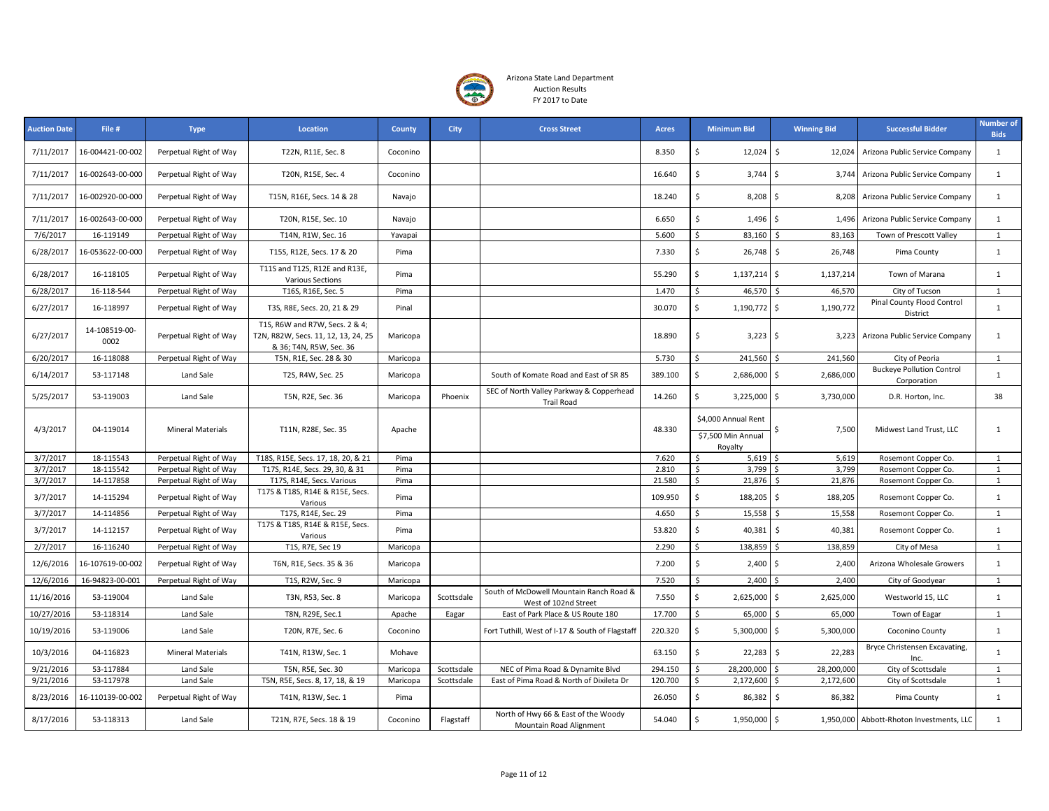Arizona State Land Department
Auction Results
FY 2017 to Date

| Auction Date | File # | Type | Location | County | City | Cross Street | Acres | Minimum Bid | Winning Bid | Successful Bidder | Number of Bids |
|---|---|---|---|---|---|---|---|---|---|---|---|
| 7/11/2017 | 16-004421-00-002 | Perpetual Right of Way | T22N, R11E, Sec. 8 | Coconino | | | 8.350 | $ 12,024 | $ 12,024 | Arizona Public Service Company | 1 |
| 7/11/2017 | 16-002643-00-000 | Perpetual Right of Way | T20N, R15E, Sec. 4 | Coconino | | | 16.640 | $ 3,744 | $ 3,744 | Arizona Public Service Company | 1 |
| 7/11/2017 | 16-002920-00-000 | Perpetual Right of Way | T15N, R16E, Secs. 14 & 28 | Navajo | | | 18.240 | $ 8,208 | $ 8,208 | Arizona Public Service Company | 1 |
| 7/11/2017 | 16-002643-00-000 | Perpetual Right of Way | T20N, R15E, Sec. 10 | Navajo | | | 6.650 | $ 1,496 | $ 1,496 | Arizona Public Service Company | 1 |
| 7/6/2017 | 16-119149 | Perpetual Right of Way | T14N, R1W, Sec. 16 | Yavapai | | | 5.600 | $ 83,160 | $ 83,163 | Town of Prescott Valley | 1 |
| 6/28/2017 | 16-053622-00-000 | Perpetual Right of Way | T15S, R12E, Secs. 17 & 20 | Pima | | | 7.330 | $ 26,748 | $ 26,748 | Pima County | 1 |
| 6/28/2017 | 16-118105 | Perpetual Right of Way | T11S and T12S, R12E and R13E, Various Sections | Pima | | | 55.290 | $ 1,137,214 | $ 1,137,214 | Town of Marana | 1 |
| 6/28/2017 | 16-118-544 | Perpetual Right of Way | T16S, R16E, Sec. 5 | Pima | | | 1.470 | $ 46,570 | $ 46,570 | City of Tucson | 1 |
| 6/27/2017 | 16-118997 | Perpetual Right of Way | T3S, R8E, Secs. 20, 21 & 29 | Pinal | | | 30.070 | $ 1,190,772 | $ 1,190,772 | Pinal County Flood Control District | 1 |
| 6/27/2017 | 14-108519-00-0002 | Perpetual Right of Way | T1S, R6W and R7W, Secs. 2 & 4; T2N, R82W, Secs. 11, 12, 13, 24, 25 & 36; T4N, R5W, Sec. 36 | Maricopa | | | 18.890 | $ 3,223 | $ 3,223 | Arizona Public Service Company | 1 |
| 6/20/2017 | 16-118088 | Perpetual Right of Way | T5N, R1E, Sec. 28 & 30 | Maricopa | | | 5.730 | $ 241,560 | $ 241,560 | City of Peoria | 1 |
| 6/14/2017 | 53-117148 | Land Sale | T2S, R4W, Sec. 25 | Maricopa | | South of Komate Road and East of SR 85 | 389.100 | $ 2,686,000 | $ 2,686,000 | Buckeye Pollution Control Corporation | 1 |
| 5/25/2017 | 53-119003 | Land Sale | T5N, R2E, Sec. 36 | Maricopa | Phoenix | SEC of North Valley Parkway & Copperhead Trail Road | 14.260 | $ 3,225,000 | $ 3,730,000 | D.R. Horton, Inc. | 38 |
| 4/3/2017 | 04-119014 | Mineral Materials | T11N, R28E, Sec. 35 | Apache | | | 48.330 | $4,000 Annual Rent<br>$7,500 Min Annual Royalty | $ 7,500 | Midwest Land Trust, LLC | 1 |
| 3/7/2017 | 18-115543 | Perpetual Right of Way | T18S, R15E, Secs. 17, 18, 20, & 21 | Pima | | | 7.620 | $ 5,619 | $ 5,619 | Rosemont Copper Co. | 1 |
| 3/7/2017 | 18-115542 | Perpetual Right of Way | T17S, R14E, Secs. 29, 30, & 31 | Pima | | | 2.810 | $ 3,799 | $ 3,799 | Rosemont Copper Co. | 1 |
| 3/7/2017 | 14-117858 | Perpetual Right of Way | T17S, R14E, Secs. Various | Pima | | | 21.580 | $ 21,876 | $ 21,876 | Rosemont Copper Co. | 1 |
| 3/7/2017 | 14-115294 | Perpetual Right of Way | T17S & T18S, R14E & R15E, Secs. Various | Pima | | | 109.950 | $ 188,205 | $ 188,205 | Rosemont Copper Co. | 1 |
| 3/7/2017 | 14-114856 | Perpetual Right of Way | T17S, R14E, Sec. 29 | Pima | | | 4.650 | $ 15,558 | $ 15,558 | Rosemont Copper Co. | 1 |
| 3/7/2017 | 14-112157 | Perpetual Right of Way | T17S & T18S, R14E & R15E, Secs. Various | Pima | | | 53.820 | $ 40,381 | $ 40,381 | Rosemont Copper Co. | 1 |
| 2/7/2017 | 16-116240 | Perpetual Right of Way | T1S, R7E, Sec 19 | Maricopa | | | 2.290 | $ 138,859 | $ 138,859 | City of Mesa | 1 |
| 12/6/2016 | 16-107619-00-002 | Perpetual Right of Way | T6N, R1E, Secs. 35 & 36 | Maricopa | | | 7.200 | $ 2,400 | $ 2,400 | Arizona Wholesale Growers | 1 |
| 12/6/2016 | 16-94823-00-001 | Perpetual Right of Way | T1S, R2W, Sec. 9 | Maricopa | | | 7.520 | $ 2,400 | $ 2,400 | City of Goodyear | 1 |
| 11/16/2016 | 53-119004 | Land Sale | T3N, R53, Sec. 8 | Maricopa | Scottsdale | South of McDowell Mountain Ranch Road & West of 102nd Street | 7.550 | $ 2,625,000 | $ 2,625,000 | Westworld 15, LLC | 1 |
| 10/27/2016 | 53-118314 | Land Sale | T8N, R29E, Sec.1 | Apache | Eagar | East of Park Place & US Route 180 | 17.700 | $ 65,000 | $ 65,000 | Town of Eagar | 1 |
| 10/19/2016 | 53-119006 | Land Sale | T20N, R7E, Sec. 6 | Coconino | | Fort Tuthill, West of I-17 & South of Flagstaff | 220.320 | $ 5,300,000 | $ 5,300,000 | Coconino County | 1 |
| 10/3/2016 | 04-116823 | Mineral Materials | T41N, R13W, Sec. 1 | Mohave | | | 63.150 | $ 22,283 | $ 22,283 | Bryce Christensen Excavating, Inc. | 1 |
| 9/21/2016 | 53-117884 | Land Sale | T5N, R5E, Sec. 30 | Maricopa | Scottsdale | NEC of Pima Road & Dynamite Blvd | 294.150 | $ 28,200,000 | $ 28,200,000 | City of Scottsdale | 1 |
| 9/21/2016 | 53-117978 | Land Sale | T5N, R5E, Secs. 8, 17, 18, & 19 | Maricopa | Scottsdale | East of Pima Road & North of Dixileta Dr | 120.700 | $ 2,172,600 | $ 2,172,600 | City of Scottsdale | 1 |
| 8/23/2016 | 16-110139-00-002 | Perpetual Right of Way | T41N, R13W, Sec. 1 | Pima | | | 26.050 | $ 86,382 | $ 86,382 | Pima County | 1 |
| 8/17/2016 | 53-118313 | Land Sale | T21N, R7E, Secs. 18 & 19 | Coconino | Flagstaff | North of Hwy 66 & East of the Woody Mountain Road Alignment | 54.040 | $ 1,950,000 | $ 1,950,000 | Abbott-Rhoton Investments, LLC | 1 |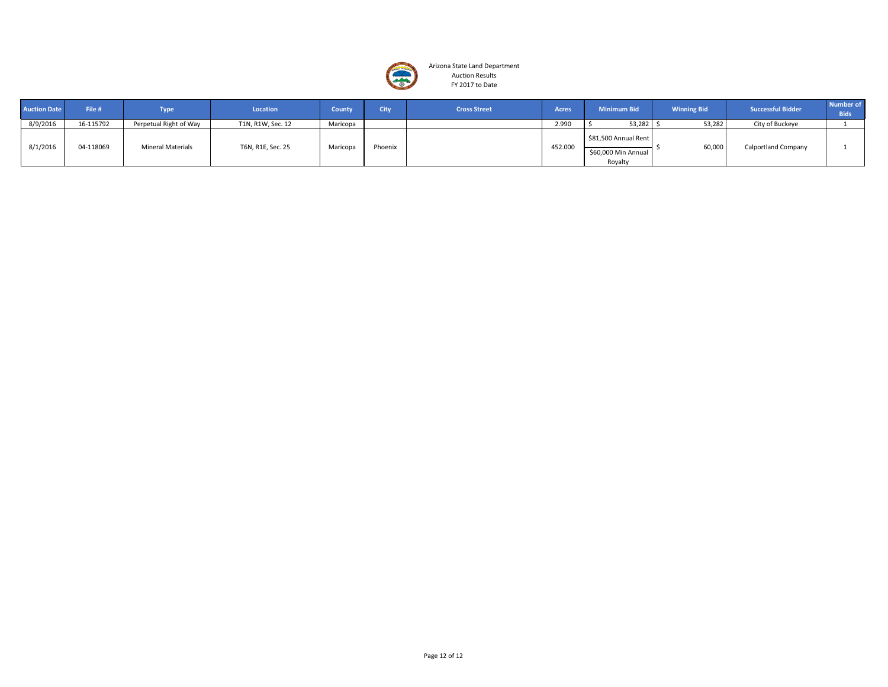Arizona State Land Department
Auction Results
FY 2017 to Date

| Auction Date | File # | Type | Location | County | City | Cross Street | Acres | Minimum Bid | Winning Bid | Successful Bidder | Number of Bids |
|---|---|---|---|---|---|---|---|---|---|---|---|
| 8/9/2016 | 16-115792 | Perpetual Right of Way | T1N, R1W, Sec. 12 | Maricopa | | | 2.990 | $ 53,282 | $ 53,282 | City of Buckeye | 1 |
| 8/1/2016 | 04-118069 | Mineral Materials | T6N, R1E, Sec. 25 | Maricopa | Phoenix | | 452.000 | $81,500 Annual Rent<br>$60,000 Min Annual Royalty | $ 60,000 | Calportland Company | 1 |